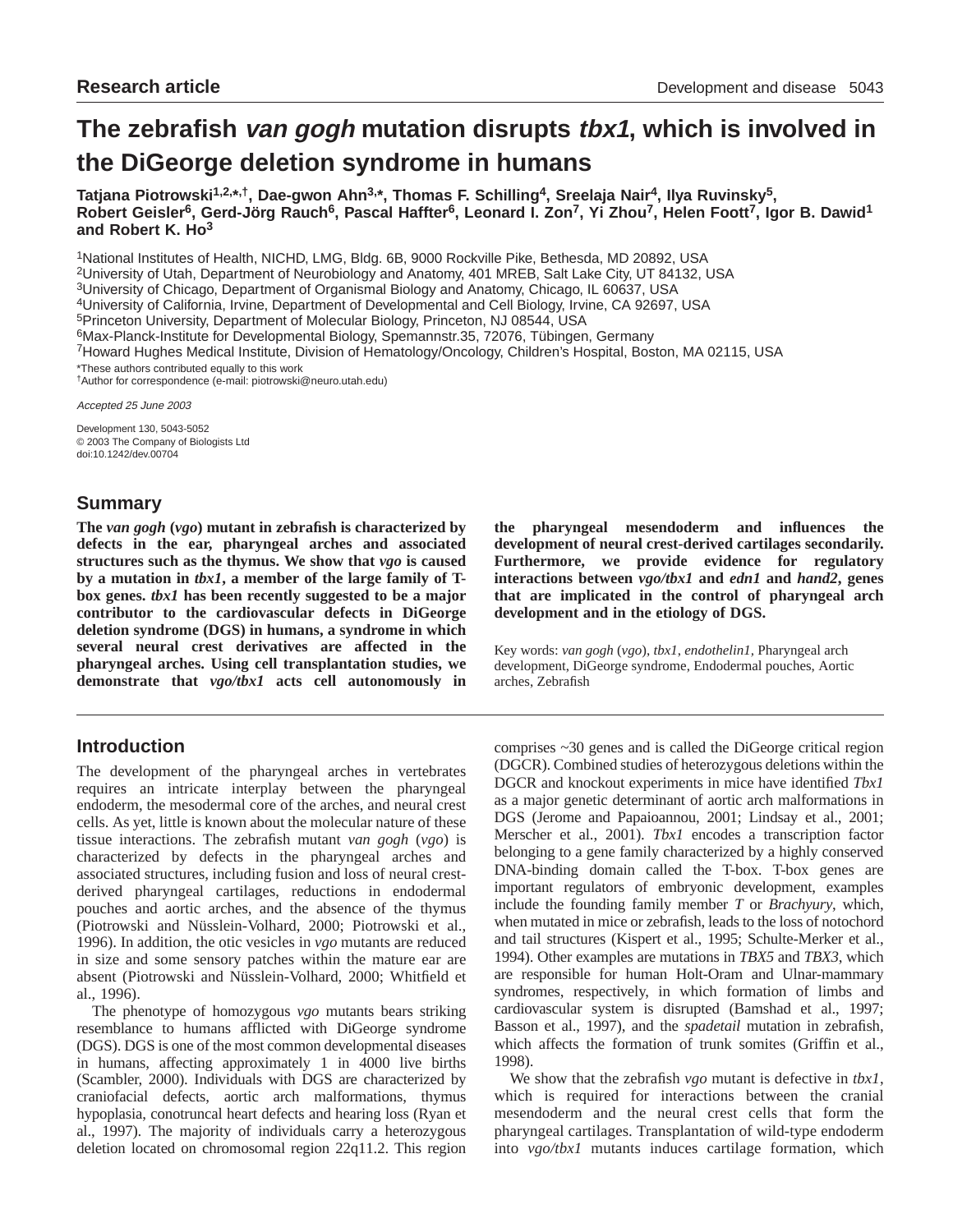# The zebrafish *van gogh* mutation disrupts *tbx1*, which is involved in the DiGeorge deletion syndrome in humans

**Tatjana Piotrowski[1,2,\*,†], Dae-gwon Ahn[3,\*], Thomas F. Schilling[4], Sreelaja Nair[4], Ilya Ruvinsky[5], Robert Geisler[6], Gerd-Jörg Rauch[6], Pascal Haffter[6], Leonard I. Zon[7], Yi Zhou[7], Helen Foott[7], Igor B. Dawid[1] and Robert K. Ho[3]**

[1]National Institutes of Health, NICHD, LMG, Bldg. 6B, 9000 Rockville Pike, Bethesda, MD 20892, USA
[2]University of Utah, Department of Neurobiology and Anatomy, 401 MREB, Salt Lake City, UT 84132, USA
[3]University of Chicago, Department of Organismal Biology and Anatomy, Chicago, IL 60637, USA
[4]University of California, Irvine, Department of Developmental and Cell Biology, Irvine, CA 92697, USA
[5]Princeton University, Department of Molecular Biology, Princeton, NJ 08544, USA
[6]Max-Planck-Institute for Developmental Biology, Spemannstr.35, 72076, Tübingen, Germany
[7]Howard Hughes Medical Institute, Division of Hematology/Oncology, Children's Hospital, Boston, MA 02115, USA

\*These authors contributed equally to this work
†Author for correspondence (e-mail: piotrowski@neuro.utah.edu)

*Accepted 25 June 2003*

Development 130, 5043-5052
© 2003 The Company of Biologists Ltd
doi:10.1242/dev.00704

## Summary

**The *van gogh* (*vgo*) mutant in zebrafish is characterized by defects in the ear, pharyngeal arches and associated structures such as the thymus. We show that *vgo* is caused by a mutation in *tbx1*, a member of the large family of T-box genes. *tbx1* has been recently suggested to be a major contributor to the cardiovascular defects in DiGeorge deletion syndrome (DGS) in humans, a syndrome in which several neural crest derivatives are affected in the pharyngeal arches. Using cell transplantation studies, we demonstrate that *vgo/tbx1* acts cell autonomously in the pharyngeal mesendoderm and influences the development of neural crest-derived cartilages secondarily. Furthermore, we provide evidence for regulatory interactions between *vgo/tbx1* and *edn1* and *hand2*, genes that are implicated in the control of pharyngeal arch development and in the etiology of DGS.**

Key words: *van gogh* (*vgo*), *tbx1*, *endothelin1*, Pharyngeal arch development, DiGeorge syndrome, Endodermal pouches, Aortic arches, Zebrafish

## Introduction

The development of the pharyngeal arches in vertebrates requires an intricate interplay between the pharyngeal endoderm, the mesodermal core of the arches, and neural crest cells. As yet, little is known about the molecular nature of these tissue interactions. The zebrafish mutant *van gogh* (*vgo*) is characterized by defects in the pharyngeal arches and associated structures, including fusion and loss of neural crest-derived pharyngeal cartilages, reductions in endodermal pouches and aortic arches, and the absence of the thymus (Piotrowski and Nüsslein-Volhard, 2000; Piotrowski et al., 1996). In addition, the otic vesicles in *vgo* mutants are reduced in size and some sensory patches within the mature ear are absent (Piotrowski and Nüsslein-Volhard, 2000; Whitfield et al., 1996).

The phenotype of homozygous *vgo* mutants bears striking resemblance to humans afflicted with DiGeorge syndrome (DGS). DGS is one of the most common developmental diseases in humans, affecting approximately 1 in 4000 live births (Scambler, 2000). Individuals with DGS are characterized by craniofacial defects, aortic arch malformations, thymus hypoplasia, conotruncal heart defects and hearing loss (Ryan et al., 1997). The majority of individuals carry a heterozygous deletion located on chromosomal region 22q11.2. This region comprises ~30 genes and is called the DiGeorge critical region (DGCR). Combined studies of heterozygous deletions within the DGCR and knockout experiments in mice have identified *Tbx1* as a major genetic determinant of aortic arch malformations in DGS (Jerome and Papaioannou, 2001; Lindsay et al., 2001; Merscher et al., 2001). *Tbx1* encodes a transcription factor belonging to a gene family characterized by a highly conserved DNA-binding domain called the T-box. T-box genes are important regulators of embryonic development, examples include the founding family member *T* or *Brachyury*, which, when mutated in mice or zebrafish, leads to the loss of notochord and tail structures (Kispert et al., 1995; Schulte-Merker et al., 1994). Other examples are mutations in *TBX5* and *TBX3*, which are responsible for human Holt-Oram and Ulnar-mammary syndromes, respectively, in which formation of limbs and cardiovascular system is disrupted (Bamshad et al., 1997; Basson et al., 1997), and the *spadetail* mutation in zebrafish, which affects the formation of trunk somites (Griffin et al., 1998).

We show that the zebrafish *vgo* mutant is defective in *tbx1*, which is required for interactions between the cranial mesendoderm and the neural crest cells that form the pharyngeal cartilages. Transplantation of wild-type endoderm into *vgo/tbx1* mutants induces cartilage formation, which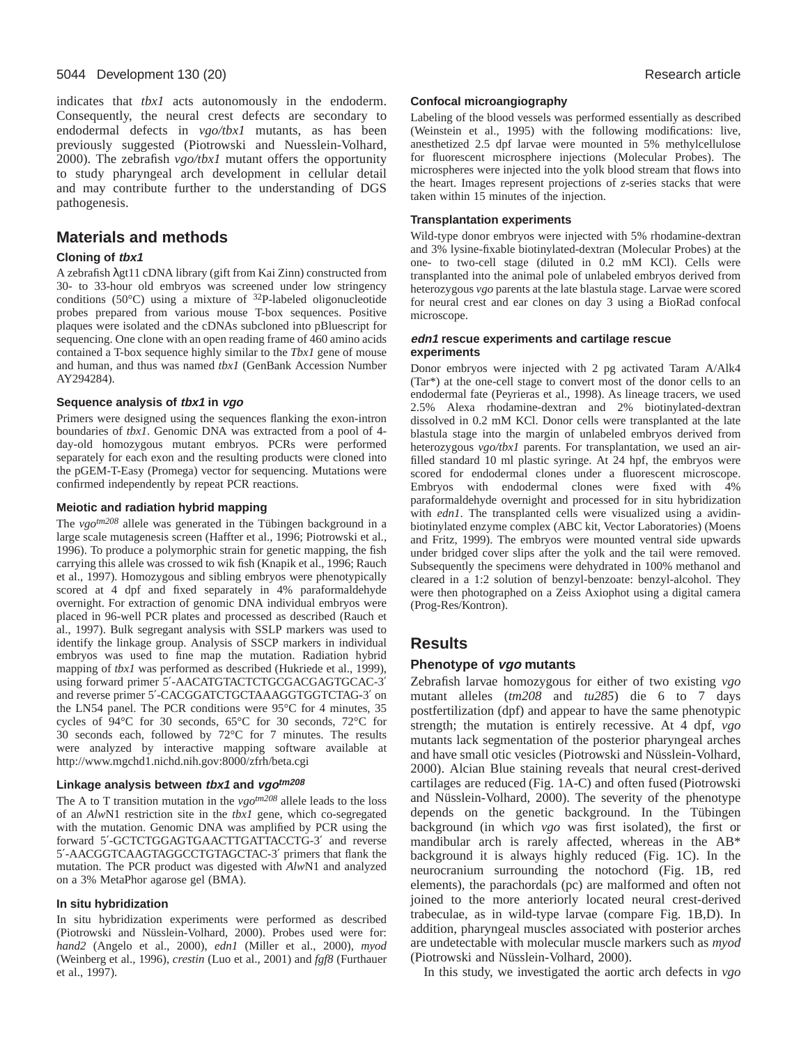indicates that *tbx1* acts autonomously in the endoderm. Consequently, the neural crest defects are secondary to endodermal defects in *vgo/tbx1* mutants, as has been previously suggested (Piotrowski and Nuesslein-Volhard, 2000). The zebrafish *vgo/tbx1* mutant offers the opportunity to study pharyngeal arch development in cellular detail and may contribute further to the understanding of DGS pathogenesis.

## Materials and methods

### Cloning of *tbx1*

A zebrafish λgt11 cDNA library (gift from Kai Zinn) constructed from 30- to 33-hour old embryos was screened under low stringency conditions (50°C) using a mixture of $^{32}$P-labeled oligonucleotide probes prepared from various mouse T-box sequences. Positive plaques were isolated and the cDNAs subcloned into pBluescript for sequencing. One clone with an open reading frame of 460 amino acids contained a T-box sequence highly similar to the *Tbx1* gene of mouse and human, and thus was named *tbx1* (GenBank Accession Number AY294284).

### Sequence analysis of *tbx1* in *vgo*

Primers were designed using the sequences flanking the exon-intron boundaries of *tbx1*. Genomic DNA was extracted from a pool of 4-day-old homozygous mutant embryos. PCRs were performed separately for each exon and the resulting products were cloned into the pGEM-T-Easy (Promega) vector for sequencing. Mutations were confirmed independently by repeat PCR reactions.

### Meiotic and radiation hybrid mapping

The *vgo*$^{tm208}$ allele was generated in the Tübingen background in a large scale mutagenesis screen (Haffter et al., 1996; Piotrowski et al., 1996). To produce a polymorphic strain for genetic mapping, the fish carrying this allele was crossed to wik fish (Knapik et al., 1996; Rauch et al., 1997). Homozygous and sibling embryos were phenotypically scored at 4 dpf and fixed separately in 4% paraformaldehyde overnight. For extraction of genomic DNA individual embryos were placed in 96-well PCR plates and processed as described (Rauch et al., 1997). Bulk segregant analysis with SSLP markers was used to identify the linkage group. Analysis of SSCP markers in individual embryos was used to fine map the mutation. Radiation hybrid mapping of *tbx1* was performed as described (Hukriede et al., 1999), using forward primer 5′-AACATGTACTCTGCGACGAGTGCAC-3′ and reverse primer 5′-CACGGATCTGCTAAAGGTGGTCTAG-3′ on the LN54 panel. The PCR conditions were 95°C for 4 minutes, 35 cycles of 94°C for 30 seconds, 65°C for 30 seconds, 72°C for 30 seconds each, followed by 72°C for 7 minutes. The results were analyzed by interactive mapping software available at http://www.mgchd1.nichd.nih.gov:8000/zfrh/beta.cgi

### Linkage analysis between *tbx1* and *vgo*$^{tm208}$

The A to T transition mutation in the *vgo*$^{tm208}$ allele leads to the loss of an *Alw*N1 restriction site in the *tbx1* gene, which co-segregated with the mutation. Genomic DNA was amplified by PCR using the forward 5′-GCTCTGGAGTGAACTTGATTACCTG-3′ and reverse 5′-AACGGTCAAGTAGGCCTGTAGCTAC-3′ primers that flank the mutation. The PCR product was digested with *Alw*N1 and analyzed on a 3% MetaPhor agarose gel (BMA).

### In situ hybridization

In situ hybridization experiments were performed as described (Piotrowski and Nüsslein-Volhard, 2000). Probes used were for: *hand2* (Angelo et al., 2000), *edn1* (Miller et al., 2000), *myod* (Weinberg et al., 1996), *crestin* (Luo et al., 2001) and *fgf8* (Furthauer et al., 1997).

### Confocal microangiography

Labeling of the blood vessels was performed essentially as described (Weinstein et al., 1995) with the following modifications: live, anesthetized 2.5 dpf larvae were mounted in 5% methylcellulose for fluorescent microsphere injections (Molecular Probes). The microspheres were injected into the yolk blood stream that flows into the heart. Images represent projections of *z*-series stacks that were taken within 15 minutes of the injection.

### Transplantation experiments

Wild-type donor embryos were injected with 5% rhodamine-dextran and 3% lysine-fixable biotinylated-dextran (Molecular Probes) at the one- to two-cell stage (diluted in 0.2 mM KCl). Cells were transplanted into the animal pole of unlabeled embryos derived from heterozygous *vgo* parents at the late blastula stage. Larvae were scored for neural crest and ear clones on day 3 using a BioRad confocal microscope.

### *edn1* rescue experiments and cartilage rescue experiments

Donor embryos were injected with 2 pg activated Taram A/Alk4 (Tar*) at the one-cell stage to convert most of the donor cells to an endodermal fate (Peyrieras et al., 1998). As lineage tracers, we used 2.5% Alexa rhodamine-dextran and 2% biotinylated-dextran dissolved in 0.2 mM KCl. Donor cells were transplanted at the late blastula stage into the margin of unlabeled embryos derived from heterozygous *vgo/tbx1* parents. For transplantation, we used an air-filled standard 10 ml plastic syringe. At 24 hpf, the embryos were scored for endodermal clones under a fluorescent microscope. Embryos with endodermal clones were fixed with 4% paraformaldehyde overnight and processed for in situ hybridization with *edn1*. The transplanted cells were visualized using a avidin-biotinylated enzyme complex (ABC kit, Vector Laboratories) (Moens and Fritz, 1999). The embryos were mounted ventral side upwards under bridged cover slips after the yolk and the tail were removed. Subsequently the specimens were dehydrated in 100% methanol and cleared in a 1:2 solution of benzyl-benzoate: benzyl-alcohol. They were then photographed on a Zeiss Axiophot using a digital camera (Prog-Res/Kontron).

## Results

### Phenotype of *vgo* mutants

Zebrafish larvae homozygous for either of two existing *vgo* mutant alleles (*tm208* and *tu285*) die 6 to 7 days postfertilization (dpf) and appear to have the same phenotypic strength; the mutation is entirely recessive. At 4 dpf, *vgo* mutants lack segmentation of the posterior pharyngeal arches and have small otic vesicles (Piotrowski and Nüsslein-Volhard, 2000). Alcian Blue staining reveals that neural crest-derived cartilages are reduced (Fig. 1A-C) and often fused (Piotrowski and Nüsslein-Volhard, 2000). The severity of the phenotype depends on the genetic background. In the Tübingen background (in which *vgo* was first isolated), the first or mandibular arch is rarely affected, whereas in the AB* background it is always highly reduced (Fig. 1C). In the neurocranium surrounding the notochord (Fig. 1B, red elements), the parachordals (pc) are malformed and often not joined to the more anteriorly located neural crest-derived trabeculae, as in wild-type larvae (compare Fig. 1B,D). In addition, pharyngeal muscles associated with posterior arches are undetectable with molecular muscle markers such as *myod* (Piotrowski and Nüsslein-Volhard, 2000).

In this study, we investigated the aortic arch defects in *vgo*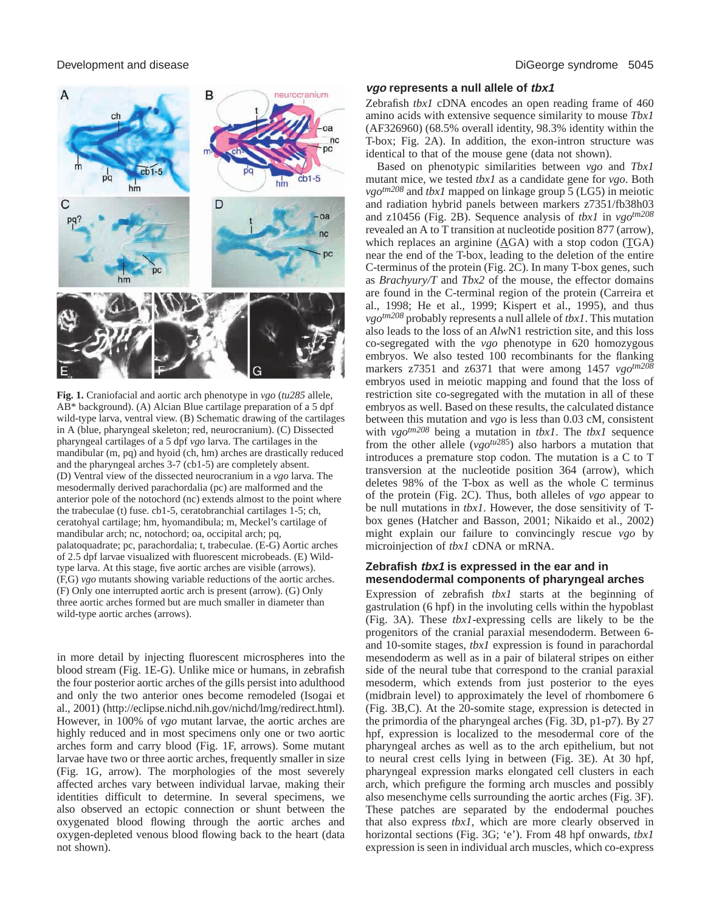**Fig. 1.** Craniofacial and aortic arch phenotype in *vgo* (*tu285* allele, AB* background). (A) Alcian Blue cartilage preparation of a 5 dpf wild-type larva, ventral view. (B) Schematic drawing of the cartilages in A (blue, pharyngeal skeleton; red, neurocranium). (C) Dissected pharyngeal cartilages of a 5 dpf *vgo* larva. The cartilages in the mandibular (m, pq) and hyoid (ch, hm) arches are drastically reduced and the pharyngeal arches 3-7 (cb1-5) are completely absent. (D) Ventral view of the dissected neurocranium in a *vgo* larva. The mesodermally derived parachordalia (pc) are malformed and the anterior pole of the notochord (nc) extends almost to the point where the trabeculae (t) fuse. cb1-5, ceratobranchial cartilages 1-5; ch, ceratohyal cartilage; hm, hyomandibula; m, Meckel's cartilage of mandibular arch; nc, notochord; oa, occipital arch; pq, palatoquadrate; pc, parachordalia; t, trabeculae. (E-G) Aortic arches of 2.5 dpf larvae visualized with fluorescent microbeads. (E) Wild-type larva. At this stage, five aortic arches are visible (arrows). (F,G) *vgo* mutants showing variable reductions of the aortic arches. (F) Only one interrupted aortic arch is present (arrow). (G) Only three aortic arches formed but are much smaller in diameter than wild-type aortic arches (arrows).

in more detail by injecting fluorescent microspheres into the blood stream (Fig. 1E-G). Unlike mice or humans, in zebrafish the four posterior aortic arches of the gills persist into adulthood and only the two anterior ones become remodeled (Isogai et al., 2001) (http://eclipse.nichd.nih.gov/nichd/lmg/redirect.html). However, in 100% of *vgo* mutant larvae, the aortic arches are highly reduced and in most specimens only one or two aortic arches form and carry blood (Fig. 1F, arrows). Some mutant larvae have two or three aortic arches, frequently smaller in size (Fig. 1G, arrow). The morphologies of the most severely affected arches vary between individual larvae, making their identities difficult to determine. In several specimens, we also observed an ectopic connection or shunt between the oxygenated blood flowing through the aortic arches and oxygen-depleted venous blood flowing back to the heart (data not shown).

### *vgo* represents a null allele of *tbx1*

Zebrafish *tbx1* cDNA encodes an open reading frame of 460 amino acids with extensive sequence similarity to mouse *Tbx1* (AF326960) (68.5% overall identity, 98.3% identity within the T-box; Fig. 2A). In addition, the exon-intron structure was identical to that of the mouse gene (data not shown).

Based on phenotypic similarities between *vgo* and *Tbx1* mutant mice, we tested *tbx1* as a candidate gene for *vgo*. Both $vgo^{tm208}$ and *tbx1* mapped on linkage group 5 (LG5) in meiotic and radiation hybrid panels between markers z7351/fb38h03 and z10456 (Fig. 2B). Sequence analysis of *tbx1* in $vgo^{tm208}$ revealed an A to T transition at nucleotide position 877 (arrow), which replaces an arginine (AGA) with a stop codon (TGA) near the end of the T-box, leading to the deletion of the entire C-terminus of the protein (Fig. 2C). In many T-box genes, such as *Brachyury/T* and *Tbx2* of the mouse, the effector domains are found in the C-terminal region of the protein (Carreira et al., 1998; He et al., 1999; Kispert et al., 1995), and thus $vgo^{tm208}$ probably represents a null allele of *tbx1*. This mutation also leads to the loss of an *Alw*N1 restriction site, and this loss co-segregated with the *vgo* phenotype in 620 homozygous embryos. We also tested 100 recombinants for the flanking markers z7351 and z6371 that were among 1457 $vgo^{tm208}$ embryos used in meiotic mapping and found that the loss of restriction site co-segregated with the mutation in all of these embryos as well. Based on these results, the calculated distance between this mutation and *vgo* is less than 0.03 cM, consistent with $vgo^{tm208}$ being a mutation in *tbx1*. The *tbx1* sequence from the other allele ($vgo^{tu285}$) also harbors a mutation that introduces a premature stop codon. The mutation is a C to T transversion at the nucleotide position 364 (arrow), which deletes 98% of the T-box as well as the whole C terminus of the protein (Fig. 2C). Thus, both alleles of *vgo* appear to be null mutations in *tbx1*. However, the dose sensitivity of T-box genes (Hatcher and Basson, 2001; Nikaido et al., 2002) might explain our failure to convincingly rescue *vgo* by microinjection of *tbx1* cDNA or mRNA.

### Zebrafish *tbx1* is expressed in the ear and in mesendodermal components of pharyngeal arches

Expression of zebrafish *tbx1* starts at the beginning of gastrulation (6 hpf) in the involuting cells within the hypoblast (Fig. 3A). These *tbx1*-expressing cells are likely to be the progenitors of the cranial paraxial mesendoderm. Between 6- and 10-somite stages, *tbx1* expression is found in parachordal mesendoderm as well as in a pair of bilateral stripes on either side of the neural tube that correspond to the cranial paraxial mesoderm, which extends from just posterior to the eyes (midbrain level) to approximately the level of rhombomere 6 (Fig. 3B,C). At the 20-somite stage, expression is detected in the primordia of the pharyngeal arches (Fig. 3D, p1-p7). By 27 hpf, expression is localized to the mesodermal core of the pharyngeal arches as well as to the arch epithelium, but not to neural crest cells lying in between (Fig. 3E). At 30 hpf, pharyngeal expression marks elongated cell clusters in each arch, which prefigure the forming arch muscles and possibly also mesenchyme cells surrounding the aortic arches (Fig. 3F). These patches are separated by the endodermal pouches that also express *tbx1*, which are more clearly observed in horizontal sections (Fig. 3G; 'e'). From 48 hpf onwards, *tbx1* expression is seen in individual arch muscles, which co-express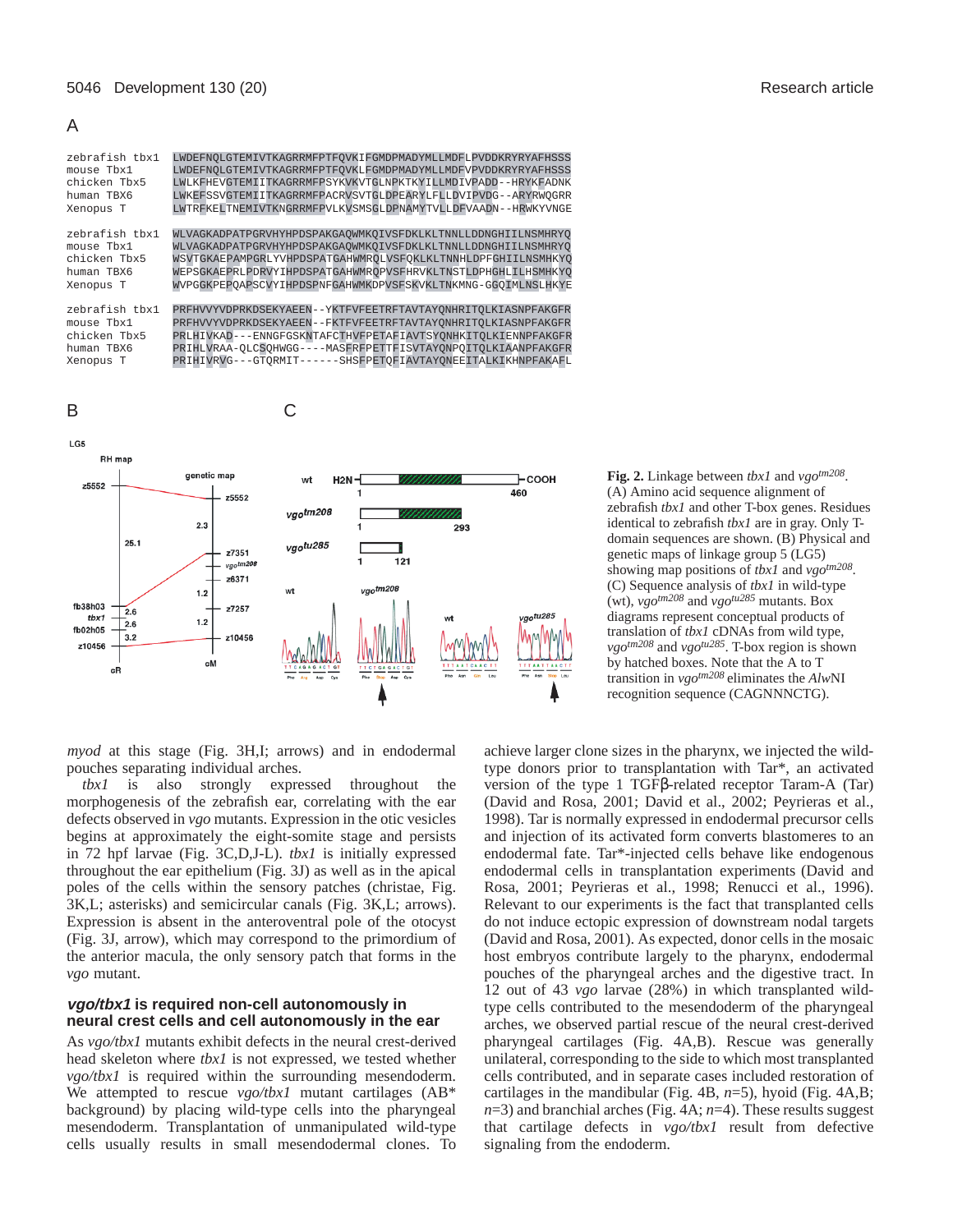A

```
zebrafish tbx1  LWDEFNQLGTEMIVTKAGRRMFPTFQVKIFGMDPMADYMLLMDFLPVDDKRYRYAFHSSS
mouse Tbx1      LWDEFNQLGTEMIVTKAGRRMFPTFQVKLFGMDPMADYMLLMDFVPVDDKRYRYAFHSSS
chicken Tbx5    LWLKFHEVGTEMIITKAGRRMFPSYKVKVTGLNPKTKYILLMDIVPADD--HRYKFADNK
human TBX6      LWKEFSSVGTEMIITKAGRRMFPACRVSVTGLDPEARYLFLLDVIPVDG--ARYRWQGRR
Xenopus T       LWTRFKELTNEMIVTKNGRRMFPVLKVSMSGLDPNAMYTVLLDFVAADN--HRWKYVNGE

zebrafish tbx1  WLVAGKADPATPGRVHYHPDSPAKGAQWMKQIVSFDKLKLTNNLLDDNGHIILNSMHRYQ
mouse Tbx1      WLVAGKADPATPGRVHYHPDSPAKGAQWMKQIVSFDKLKLTNNLLDDNGHIILNSMHRYQ
chicken Tbx5    WSVTGKAEPAMPGRLYVHPDSPATGAHWMRQLVSFQKLKLTNNHLDPFGHIILNSMHKYQ
human TBX6      WEPSGKAEPRLPDRVYIHPDSPATGAHWMRQPVSFHRVKLTNSTLDPHGHLILHSMHKYQ
Xenopus T       WVPGGKPEPQAPSCVYIHPDSPNFGAHWMKDPVSFSKVKLTNKMNG-GGQIMLNSLHKYE

zebrafish tbx1  PRFHVVYVDPRKDSEKYAEEN--YKTFVFEETRFTAVTAYQNHRITQLKIASNPFAKGFR
mouse Tbx1      PRFHVVYVDPRKDSEKYAEEN--FKTFVFEETRFTAVTAYQNHRITQLKIASNPFAKGFR
chicken Tbx5    PRLHIVKAD---ENNGFGSKNTAFCTHVFPETAFIAVTSYQNHKITQLKIENNPFAKGFR
human TBX6      PRIHLVRAA-QLCSQHWGG----MASFRFPETTFISVTAYQNPQITQLKIAANPFAKGFR
Xenopus T       PRIHIVRVG---GTQRMIT------SHSFPETQFIAVTAYQNEEITALKIKHNPFAKAFL
```

B

C

**Fig. 2.** Linkage between *tbx1* and $vgo^{tm208}$. (A) Amino acid sequence alignment of zebrafish *tbx1* and other T-box genes. Residues identical to zebrafish *tbx1* are in gray. Only T-domain sequences are shown. (B) Physical and genetic maps of linkage group 5 (LG5) showing map positions of *tbx1* and $vgo^{tm208}$. (C) Sequence analysis of *tbx1* in wild-type (wt), $vgo^{tm208}$ and $vgo^{tu285}$ mutants. Box diagrams represent conceptual products of translation of *tbx1* cDNAs from wild type, $vgo^{tm208}$ and $vgo^{tu285}$. T-box region is shown by hatched boxes. Note that the A to T transition in $vgo^{tm208}$ eliminates the *Alw*NI recognition sequence (CAGNNNCTG).

*myod* at this stage (Fig. 3H,I; arrows) and in endodermal pouches separating individual arches.

*tbx1* is also strongly expressed throughout the morphogenesis of the zebrafish ear, correlating with the ear defects observed in *vgo* mutants. Expression in the otic vesicles begins at approximately the eight-somite stage and persists in 72 hpf larvae (Fig. 3C,D,J-L). *tbx1* is initially expressed throughout the ear epithelium (Fig. 3J) as well as in the apical poles of the cells within the sensory patches (christae, Fig. 3K,L; asterisks) and semicircular canals (Fig. 3K,L; arrows). Expression is absent in the anteroventral pole of the otocyst (Fig. 3J, arrow), which may correspond to the primordium of the anterior macula, the only sensory patch that forms in the *vgo* mutant.

### *vgo/tbx1* is required non-cell autonomously in neural crest cells and cell autonomously in the ear

As *vgo/tbx1* mutants exhibit defects in the neural crest-derived head skeleton where *tbx1* is not expressed, we tested whether *vgo/tbx1* is required within the surrounding mesendoderm. We attempted to rescue *vgo/tbx1* mutant cartilages (AB* background) by placing wild-type cells into the pharyngeal mesendoderm. Transplantation of unmanipulated wild-type cells usually results in small mesendodermal clones. To achieve larger clone sizes in the pharynx, we injected the wild-type donors prior to transplantation with Tar*, an activated version of the type 1 TGFβ-related receptor Taram-A (Tar) (David and Rosa, 2001; David et al., 2002; Peyrieras et al., 1998). Tar is normally expressed in endodermal precursor cells and injection of its activated form converts blastomeres to an endodermal fate. Tar*-injected cells behave like endogenous endodermal cells in transplantation experiments (David and Rosa, 2001; Peyrieras et al., 1998; Renucci et al., 1996). Relevant to our experiments is the fact that transplanted cells do not induce ectopic expression of downstream nodal targets (David and Rosa, 2001). As expected, donor cells in the mosaic host embryos contribute largely to the pharynx, endodermal pouches of the pharyngeal arches and the digestive tract. In 12 out of 43 *vgo* larvae (28%) in which transplanted wild-type cells contributed to the mesendoderm of the pharyngeal arches, we observed partial rescue of the neural crest-derived pharyngeal cartilages (Fig. 4A,B). Rescue was generally unilateral, corresponding to the side to which most transplanted cells contributed, and in separate cases included restoration of cartilages in the mandibular (Fig. 4B, *n*=5), hyoid (Fig. 4A,B; *n*=3) and branchial arches (Fig. 4A; *n*=4). These results suggest that cartilage defects in *vgo/tbx1* result from defective signaling from the endoderm.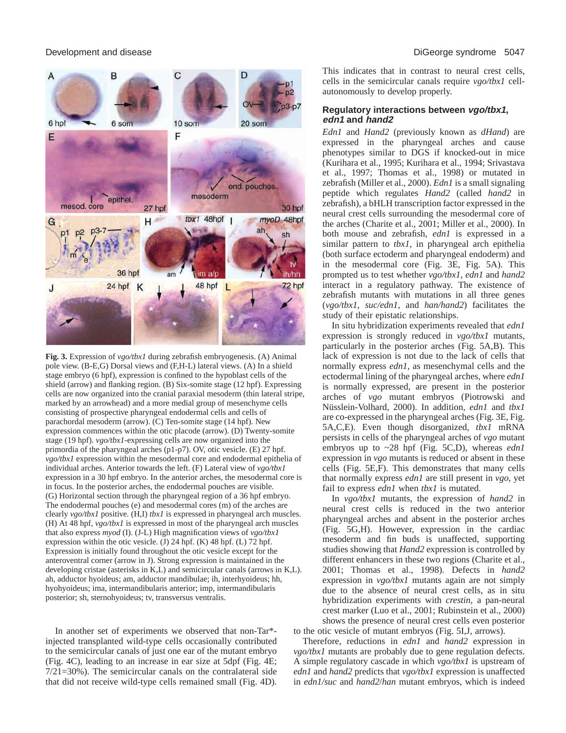**Fig. 3.** Expression of *vgo/tbx1* during zebrafish embryogenesis. (A) Animal pole view. (B-E,G) Dorsal views and (F,H-L) lateral views. (A) In a shield stage embryo (6 hpf), expression is confined to the hypoblast cells of the shield (arrow) and flanking region. (B) Six-somite stage (12 hpf). Expressing cells are now organized into the cranial paraxial mesoderm (thin lateral stripe, marked by an arrowhead) and a more medial group of mesenchyme cells consisting of prospective pharyngeal endodermal cells and cells of parachordal mesoderm (arrow). (C) Ten-somite stage (14 hpf). New expression commences within the otic placode (arrow). (D) Twenty-somite stage (19 hpf). *vgo/tbx1*-expressing cells are now organized into the primordia of the pharyngeal arches (p1-p7). OV, otic vesicle. (E) 27 hpf. *vgo/tbx1* expression within the mesodermal core and endodermal epithelia of individual arches. Anterior towards the left. (F) Lateral view of *vgo/tbx1* expression in a 30 hpf embryo. In the anterior arches, the mesodermal core is in focus. In the posterior arches, the endodermal pouches are visible. (G) Horizontal section through the pharyngeal region of a 36 hpf embryo. The endodermal pouches (e) and mesodermal cores (m) of the arches are clearly *vgo/tbx1* positive. (H,I) *tbx1* is expressed in pharyngeal arch muscles. (H) At 48 hpf, *vgo/tbx1* is expressed in most of the pharyngeal arch muscles that also express *myod* (I). (J-L) High magnification views of *vgo/tbx1* expression within the otic vesicle. (J) 24 hpf. (K) 48 hpf. (L) 72 hpf. Expression is initially found throughout the otic vesicle except for the anteroventral corner (arrow in J). Strong expression is maintained in the developing cristae (asterisks in K,L) and semicircular canals (arrows in K,L). ah, adductor hyoideus; am, adductor mandibulae; ih, interhyoideus; hh, hyohyoideus; ima, intermandibularis anterior; imp, intermandibularis posterior; sh, sternohyoideus; tv, transversus ventralis.

In another set of experiments we observed that non-Tar*-injected transplanted wild-type cells occasionally contributed to the semicircular canals of just one ear of the mutant embryo (Fig. 4C), leading to an increase in ear size at 5dpf (Fig. 4E; 7/21=30%). The semicircular canals on the contralateral side that did not receive wild-type cells remained small (Fig. 4D). This indicates that in contrast to neural crest cells, cells in the semicircular canals require *vgo/tbx1* cell-autonomously to develop properly.

### Regulatory interactions between *vgo/tbx1*, *edn1* and *hand2*

*Edn1* and *Hand2* (previously known as *dHand*) are expressed in the pharyngeal arches and cause phenotypes similar to DGS if knocked-out in mice (Kurihara et al., 1995; Kurihara et al., 1994; Srivastava et al., 1997; Thomas et al., 1998) or mutated in zebrafish (Miller et al., 2000). *Edn1* is a small signaling peptide which regulates *Hand2* (called *hand2* in zebrafish), a bHLH transcription factor expressed in the neural crest cells surrounding the mesodermal core of the arches (Charite et al., 2001; Miller et al., 2000). In both mouse and zebrafish, *edn1* is expressed in a similar pattern to *tbx1*, in pharyngeal arch epithelia (both surface ectoderm and pharyngeal endoderm) and in the mesodermal core (Fig. 3E, Fig. 5A). This prompted us to test whether *vgo/tbx1*, *edn1* and *hand2* interact in a regulatory pathway. The existence of zebrafish mutants with mutations in all three genes (*vgo/tbx1*, *suc/edn1*, and *han/hand2*) facilitates the study of their epistatic relationships.

In situ hybridization experiments revealed that *edn1* expression is strongly reduced in *vgo/tbx1* mutants, particularly in the posterior arches (Fig. 5A,B). This lack of expression is not due to the lack of cells that normally express *edn1*, as mesenchymal cells and the ectodermal lining of the pharyngeal arches, where *edn1* is normally expressed, are present in the posterior arches of *vgo* mutant embryos (Piotrowski and Nüsslein-Volhard, 2000). In addition, *edn1* and *tbx1* are co-expressed in the pharyngeal arches (Fig. 3E, Fig. 5A,C,E). Even though disorganized, *tbx1* mRNA persists in cells of the pharyngeal arches of *vgo* mutant embryos up to ~28 hpf (Fig. 5C,D), whereas *edn1* expression in *vgo* mutants is reduced or absent in these cells (Fig. 5E,F). This demonstrates that many cells that normally express *edn1* are still present in *vgo*, yet fail to express *edn1* when *tbx1* is mutated.

In *vgo/tbx1* mutants, the expression of *hand2* in neural crest cells is reduced in the two anterior pharyngeal arches and absent in the posterior arches (Fig. 5G,H). However, expression in the cardiac mesoderm and fin buds is unaffected, supporting studies showing that *Hand2* expression is controlled by different enhancers in these two regions (Charite et al., 2001; Thomas et al., 1998). Defects in *hand2* expression in *vgo/tbx1* mutants again are not simply due to the absence of neural crest cells, as in situ hybridization experiments with *crestin*, a pan-neural crest marker (Luo et al., 2001; Rubinstein et al., 2000) shows the presence of neural crest cells even posterior to the otic vesicle of mutant embryos (Fig. 5I,J, arrows).

Therefore, reductions in *edn1* and *hand2* expression in *vgo/tbx1* mutants are probably due to gene regulation defects. A simple regulatory cascade in which *vgo/tbx1* is upstream of *edn1* and *hand2* predicts that *vgo/tbx1* expression is unaffected in *edn1/suc* and *hand2*/*han* mutant embryos, which is indeed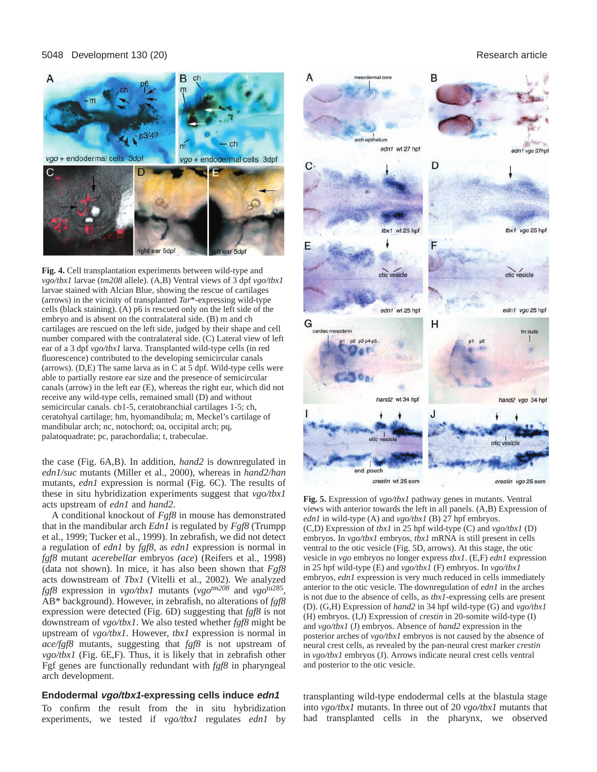**Fig. 4.** Cell transplantation experiments between wild-type and *vgo/tbx1* larvae (*tm208* allele). (A,B) Ventral views of 3 dpf *vgo/tbx1* larvae stained with Alcian Blue, showing the rescue of cartilages (arrows) in the vicinity of transplanted *Tar*\*-expressing wild-type cells (black staining). (A) p6 is rescued only on the left side of the embryo and is absent on the contralateral side. (B) m and ch cartilages are rescued on the left side, judged by their shape and cell number compared with the contralateral side. (C) Lateral view of left ear of a 3 dpf *vgo/tbx1* larva. Transplanted wild-type cells (in red fluorescence) contributed to the developing semicircular canals (arrows). (D,E) The same larva as in C at 5 dpf. Wild-type cells were able to partially restore ear size and the presence of semicircular canals (arrow) in the left ear (E), whereas the right ear, which did not receive any wild-type cells, remained small (D) and without semicircular canals. cb1-5, ceratobranchial cartilages 1-5; ch, ceratohyal cartilage; hm, hyomandibula; m, Meckel's cartilage of mandibular arch; nc, notochord; oa, occipital arch; pq, palatoquadrate; pc, parachordalia; t, trabeculae.

**Fig. 5.** Expression of *vgo/tbx1* pathway genes in mutants. Ventral views with anterior towards the left in all panels. (A,B) Expression of *edn1* in wild-type (A) and *vgo/tbx1* (B) 27 hpf embryos. (C,D) Expression of *tbx1* in 25 hpf wild-type (C) and *vgo/tbx1* (D) embryos. In *vgo/tbx1* embryos, *tbx1* mRNA is still present in cells ventral to the otic vesicle (Fig. 5D, arrows). At this stage, the otic vesicle in *vgo* embryos no longer express *tbx1*. (E,F) *edn1* expression in 25 hpf wild-type (E) and *vgo/tbx1* (F) embryos. In *vgo/tbx1* embryos, *edn1* expression is very much reduced in cells immediately anterior to the otic vesicle. The downregulation of *edn1* in the arches is not due to the absence of cells, as *tbx1*-expressing cells are present (D). (G,H) Expression of *hand2* in 34 hpf wild-type (G) and *vgo/tbx1* (H) embryos. (I,J) Expression of *crestin* in 20-somite wild-type (I) and *vgo/tbx1* (J) embryos. Absence of *hand2* expression in the posterior arches of *vgo/tbx1* embryos is not caused by the absence of neural crest cells, as revealed by the pan-neural crest marker *crestin* in *vgo/tbx1* embryos (J). Arrows indicate neural crest cells ventral and posterior to the otic vesicle.

the case (Fig. 6A,B). In addition, *hand2* is downregulated in *edn1/suc* mutants (Miller et al., 2000), whereas in *hand2/han* mutants, *edn1* expression is normal (Fig. 6C). The results of these in situ hybridization experiments suggest that *vgo/tbx1* acts upstream of *edn1* and *hand2*.

A conditional knockout of *Fgf8* in mouse has demonstrated that in the mandibular arch *Edn1* is regulated by *Fgf8* (Trumpp et al., 1999; Tucker et al., 1999). In zebrafish, we did not detect a regulation of *edn1* by *fgf8*, as *edn1* expression is normal in *fgf8* mutant *acerebellar* embryos *(ace)* (Reifers et al., 1998) (data not shown). In mice, it has also been shown that *Fgf8* acts downstream of *Tbx1* (Vitelli et al., 2002). We analyzed *fgf8* expression in *vgo/tbx1* mutants (*vgo*$^{tm208}$ and *vgo*$^{tu285}$, AB\* background). However, in zebrafish, no alterations of *fgf8* expression were detected (Fig. 6D) suggesting that *fgf8* is not downstream of *vgo/tbx1*. We also tested whether *fgf8* might be upstream of *vgo/tbx1*. However, *tbx1* expression is normal in *ace/fgf8* mutants, suggesting that *fgf8* is not upstream of *vgo/tbx1* (Fig. 6E,F). Thus, it is likely that in zebrafish other Fgf genes are functionally redundant with *fgf8* in pharyngeal arch development.

### Endodermal *vgo/tbx1*-expressing cells induce *edn1*

To confirm the result from the in situ hybridization experiments, we tested if *vgo/tbx1* regulates *edn1* by transplanting wild-type endodermal cells at the blastula stage into *vgo/tbx1* mutants. In three out of 20 *vgo/tbx1* mutants that had transplanted cells in the pharynx, we observed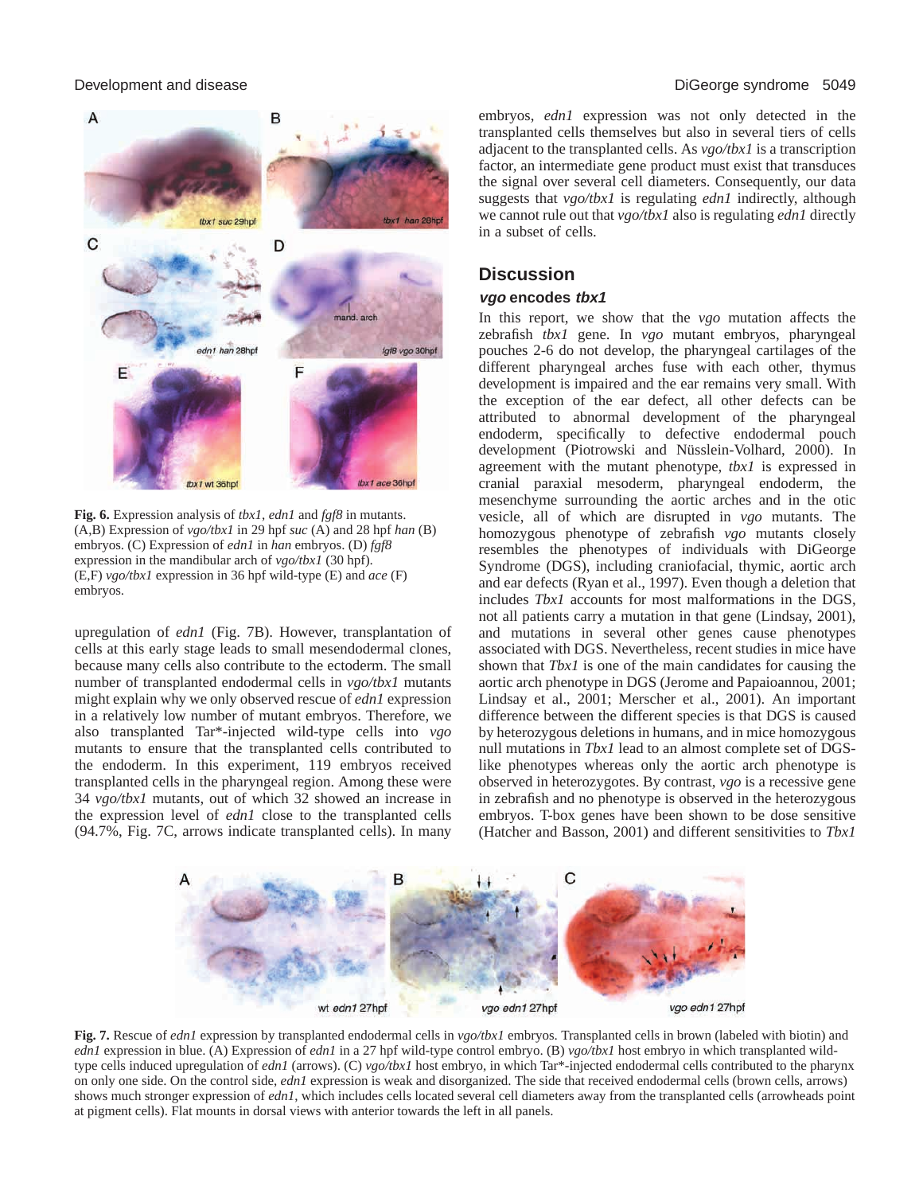**Fig. 6.** Expression analysis of *tbx1*, *edn1* and *fgf8* in mutants. (A,B) Expression of *vgo/tbx1* in 29 hpf *suc* (A) and 28 hpf *han* (B) embryos. (C) Expression of *edn1* in *han* embryos. (D) *fgf8* expression in the mandibular arch of *vgo/tbx1* (30 hpf). (E,F) *vgo/tbx1* expression in 36 hpf wild-type (E) and *ace* (F) embryos.

upregulation of *edn1* (Fig. 7B). However, transplantation of cells at this early stage leads to small mesendodermal clones, because many cells also contribute to the ectoderm. The small number of transplanted endodermal cells in *vgo/tbx1* mutants might explain why we only observed rescue of *edn1* expression in a relatively low number of mutant embryos. Therefore, we also transplanted Tar*-injected wild-type cells into *vgo* mutants to ensure that the transplanted cells contributed to the endoderm. In this experiment, 119 embryos received transplanted cells in the pharyngeal region. Among these were 34 *vgo/tbx1* mutants, out of which 32 showed an increase in the expression level of *edn1* close to the transplanted cells (94.7%, Fig. 7C, arrows indicate transplanted cells). In many embryos, *edn1* expression was not only detected in the transplanted cells themselves but also in several tiers of cells adjacent to the transplanted cells. As *vgo/tbx1* is a transcription factor, an intermediate gene product must exist that transduces the signal over several cell diameters. Consequently, our data suggests that *vgo/tbx1* is regulating *edn1* indirectly, although we cannot rule out that *vgo/tbx1* also is regulating *edn1* directly in a subset of cells.

## Discussion

### *vgo* encodes *tbx1*

In this report, we show that the *vgo* mutation affects the zebrafish *tbx1* gene. In *vgo* mutant embryos, pharyngeal pouches 2-6 do not develop, the pharyngeal cartilages of the different pharyngeal arches fuse with each other, thymus development is impaired and the ear remains very small. With the exception of the ear defect, all other defects can be attributed to abnormal development of the pharyngeal endoderm, specifically to defective endodermal pouch development (Piotrowski and Nüsslein-Volhard, 2000). In agreement with the mutant phenotype, *tbx1* is expressed in cranial paraxial mesoderm, pharyngeal endoderm, the mesenchyme surrounding the aortic arches and in the otic vesicle, all of which are disrupted in *vgo* mutants. The homozygous phenotype of zebrafish *vgo* mutants closely resembles the phenotypes of individuals with DiGeorge Syndrome (DGS), including craniofacial, thymic, aortic arch and ear defects (Ryan et al., 1997). Even though a deletion that includes *Tbx1* accounts for most malformations in the DGS, not all patients carry a mutation in that gene (Lindsay, 2001), and mutations in several other genes cause phenotypes associated with DGS. Nevertheless, recent studies in mice have shown that *Tbx1* is one of the main candidates for causing the aortic arch phenotype in DGS (Jerome and Papaioannou, 2001; Lindsay et al., 2001; Merscher et al., 2001). An important difference between the different species is that DGS is caused by heterozygous deletions in humans, and in mice homozygous null mutations in *Tbx1* lead to an almost complete set of DGS-like phenotypes whereas only the aortic arch phenotype is observed in heterozygotes. By contrast, *vgo* is a recessive gene in zebrafish and no phenotype is observed in the heterozygous embryos. T-box genes have been shown to be dose sensitive (Hatcher and Basson, 2001) and different sensitivities to *Tbx1*

**Fig. 7.** Rescue of *edn1* expression by transplanted endodermal cells in *vgo/tbx1* embryos. Transplanted cells in brown (labeled with biotin) and *edn1* expression in blue. (A) Expression of *edn1* in a 27 hpf wild-type control embryo. (B) *vgo/tbx1* host embryo in which transplanted wild-type cells induced upregulation of *edn1* (arrows). (C) *vgo/tbx1* host embryo, in which Tar*-injected endodermal cells contributed to the pharynx on only one side. On the control side, *edn1* expression is weak and disorganized. The side that received endodermal cells (brown cells, arrows) shows much stronger expression of *edn1*, which includes cells located several cell diameters away from the transplanted cells (arrowheads point at pigment cells). Flat mounts in dorsal views with anterior towards the left in all panels.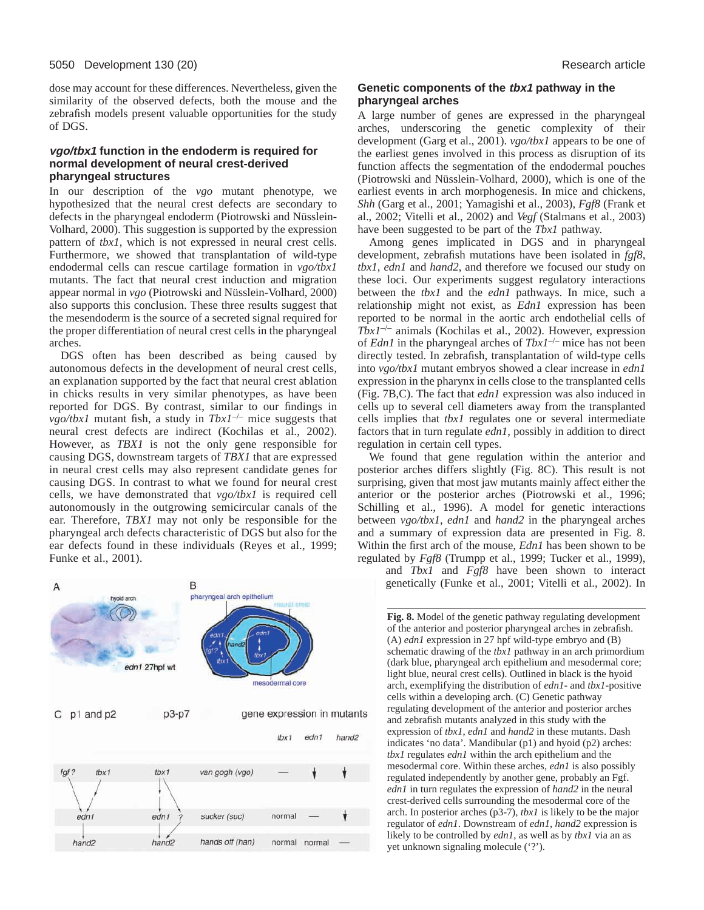dose may account for these differences. Nevertheless, given the similarity of the observed defects, both the mouse and the zebrafish models present valuable opportunities for the study of DGS.

### *vgo/tbx1* function in the endoderm is required for normal development of neural crest-derived pharyngeal structures

In our description of the *vgo* mutant phenotype, we hypothesized that the neural crest defects are secondary to defects in the pharyngeal endoderm (Piotrowski and Nüsslein-Volhard, 2000). This suggestion is supported by the expression pattern of *tbx1*, which is not expressed in neural crest cells. Furthermore, we showed that transplantation of wild-type endodermal cells can rescue cartilage formation in *vgo/tbx1* mutants. The fact that neural crest induction and migration appear normal in *vgo* (Piotrowski and Nüsslein-Volhard, 2000) also supports this conclusion. These three results suggest that the mesendoderm is the source of a secreted signal required for the proper differentiation of neural crest cells in the pharyngeal arches.

DGS often has been described as being caused by autonomous defects in the development of neural crest cells, an explanation supported by the fact that neural crest ablation in chicks results in very similar phenotypes, as have been reported for DGS. By contrast, similar to our findings in *vgo/tbx1* mutant fish, a study in *Tbx1*$^{-/-}$ mice suggests that neural crest defects are indirect (Kochilas et al., 2002). However, as *TBX1* is not the only gene responsible for causing DGS, downstream targets of *TBX1* that are expressed in neural crest cells may also represent candidate genes for causing DGS. In contrast to what we found for neural crest cells, we have demonstrated that *vgo/tbx1* is required cell autonomously in the outgrowing semicircular canals of the ear. Therefore, *TBX1* may not only be responsible for the pharyngeal arch defects characteristic of DGS but also for the ear defects found in these individuals (Reyes et al., 1999; Funke et al., 2001).

### Genetic components of the *tbx1* pathway in the pharyngeal arches

A large number of genes are expressed in the pharyngeal arches, underscoring the genetic complexity of their development (Garg et al., 2001). *vgo/tbx1* appears to be one of the earliest genes involved in this process as disruption of its function affects the segmentation of the endodermal pouches (Piotrowski and Nüsslein-Volhard, 2000), which is one of the earliest events in arch morphogenesis. In mice and chickens, *Shh* (Garg et al., 2001; Yamagishi et al., 2003), *Fgf8* (Frank et al., 2002; Vitelli et al., 2002) and *Vegf* (Stalmans et al., 2003) have been suggested to be part of the *Tbx1* pathway.

Among genes implicated in DGS and in pharyngeal development, zebrafish mutations have been isolated in *fgf8*, *tbx1*, *edn1* and *hand2*, and therefore we focused our study on these loci. Our experiments suggest regulatory interactions between the *tbx1* and the *edn1* pathways. In mice, such a relationship might not exist, as *Edn1* expression has been reported to be normal in the aortic arch endothelial cells of *Tbx1*$^{-/-}$ animals (Kochilas et al., 2002). However, expression of *Edn1* in the pharyngeal arches of *Tbx1*$^{-/-}$ mice has not been directly tested. In zebrafish, transplantation of wild-type cells into *vgo/tbx1* mutant embryos showed a clear increase in *edn1* expression in the pharynx in cells close to the transplanted cells (Fig. 7B,C). The fact that *edn1* expression was also induced in cells up to several cell diameters away from the transplanted cells implies that *tbx1* regulates one or several intermediate factors that in turn regulate *edn1*, possibly in addition to direct regulation in certain cell types.

We found that gene regulation within the anterior and posterior arches differs slightly (Fig. 8C). This result is not surprising, given that most jaw mutants mainly affect either the anterior or the posterior arches (Piotrowski et al., 1996; Schilling et al., 1996). A model for genetic interactions between *vgo/tbx1*, *edn1* and *hand2* in the pharyngeal arches and a summary of expression data are presented in Fig. 8. Within the first arch of the mouse, *Edn1* has been shown to be regulated by *Fgf8* (Trumpp et al., 1999; Tucker et al., 1999), and *Tbx1* and *Fgf8* have been shown to interact genetically (Funke et al., 2001; Vitelli et al., 2002). In

**Fig. 8.** Model of the genetic pathway regulating development of the anterior and posterior pharyngeal arches in zebrafish. (A) *edn1* expression in 27 hpf wild-type embryo and (B) schematic drawing of the *tbx1* pathway in an arch primordium (dark blue, pharyngeal arch epithelium and mesodermal core; light blue, neural crest cells). Outlined in black is the hyoid arch, exemplifying the distribution of *edn1*- and *tbx1*-positive cells within a developing arch. (C) Genetic pathway regulating development of the anterior and posterior arches and zebrafish mutants analyzed in this study with the expression of *tbx1*, *edn1* and *hand2* in these mutants. Dash indicates 'no data'. Mandibular (p1) and hyoid (p2) arches: *tbx1* regulates *edn1* within the arch epithelium and the mesodermal core. Within these arches, *edn1* is also possibly regulated independently by another gene, probably an Fgf. *edn1* in turn regulates the expression of *hand2* in the neural crest-derived cells surrounding the mesodermal core of the arch. In posterior arches (p3-7), *tbx1* is likely to be the major regulator of *edn1*. Downstream of *edn1*, *hand2* expression is likely to be controlled by *edn1*, as well as by *tbx1* via an as yet unknown signaling molecule ('?').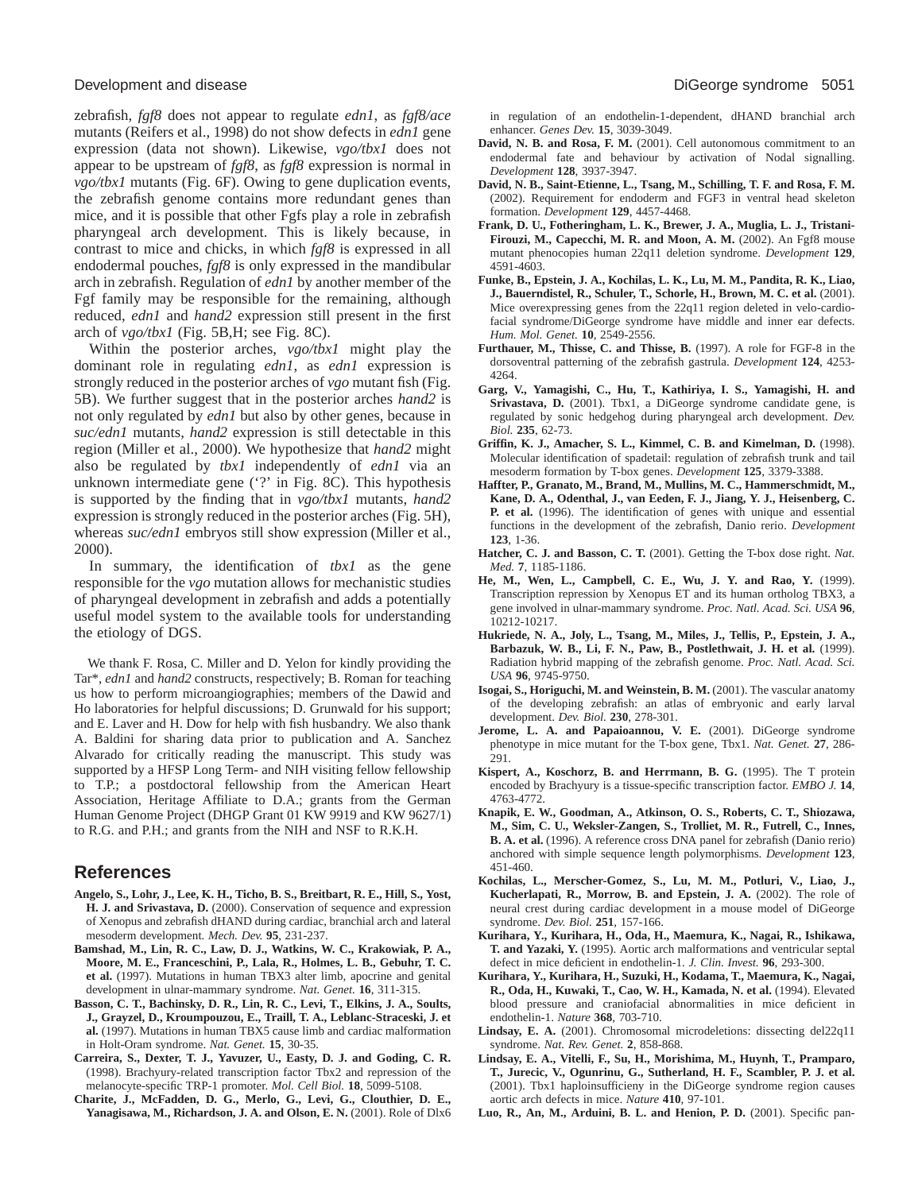zebrafish, *fgf8* does not appear to regulate *edn1*, as *fgf8/ace* mutants (Reifers et al., 1998) do not show defects in *edn1* gene expression (data not shown). Likewise, *vgo/tbx1* does not appear to be upstream of *fgf8*, as *fgf8* expression is normal in *vgo/tbx1* mutants (Fig. 6F). Owing to gene duplication events, the zebrafish genome contains more redundant genes than mice, and it is possible that other Fgfs play a role in zebrafish pharyngeal arch development. This is likely because, in contrast to mice and chicks, in which *fgf8* is expressed in all endodermal pouches, *fgf8* is only expressed in the mandibular arch in zebrafish. Regulation of *edn1* by another member of the Fgf family may be responsible for the remaining, although reduced, *edn1* and *hand2* expression still present in the first arch of *vgo/tbx1* (Fig. 5B,H; see Fig. 8C).

Within the posterior arches, *vgo/tbx1* might play the dominant role in regulating *edn1*, as *edn1* expression is strongly reduced in the posterior arches of *vgo* mutant fish (Fig. 5B). We further suggest that in the posterior arches *hand2* is not only regulated by *edn1* but also by other genes, because in *suc/edn1* mutants, *hand2* expression is still detectable in this region (Miller et al., 2000). We hypothesize that *hand2* might also be regulated by *tbx1* independently of *edn1* via an unknown intermediate gene ('?' in Fig. 8C). This hypothesis is supported by the finding that in *vgo/tbx1* mutants, *hand2* expression is strongly reduced in the posterior arches (Fig. 5H), whereas *suc/edn1* embryos still show expression (Miller et al., 2000).

In summary, the identification of *tbx1* as the gene responsible for the *vgo* mutation allows for mechanistic studies of pharyngeal development in zebrafish and adds a potentially useful model system to the available tools for understanding the etiology of DGS.

We thank F. Rosa, C. Miller and D. Yelon for kindly providing the Tar*, *edn1* and *hand2* constructs, respectively; B. Roman for teaching us how to perform microangiographies; members of the Dawid and Ho laboratories for helpful discussions; D. Grunwald for his support; and E. Laver and H. Dow for help with fish husbandry. We also thank A. Baldini for sharing data prior to publication and A. Sanchez Alvarado for critically reading the manuscript. This study was supported by a HFSP Long Term- and NIH visiting fellow fellowship to T.P.; a postdoctoral fellowship from the American Heart Association, Heritage Affiliate to D.A.; grants from the German Human Genome Project (DHGP Grant 01 KW 9919 and KW 9627/1) to R.G. and P.H.; and grants from the NIH and NSF to R.K.H.

## References

**Angelo, S., Lohr, J., Lee, K. H., Ticho, B. S., Breitbart, R. E., Hill, S., Yost, H. J. and Srivastava, D.** (2000). Conservation of sequence and expression of Xenopus and zebrafish dHAND during cardiac, branchial arch and lateral mesoderm development. *Mech. Dev.* **95**, 231-237.

**Bamshad, M., Lin, R. C., Law, D. J., Watkins, W. C., Krakowiak, P. A., Moore, M. E., Franceschini, P., Lala, R., Holmes, L. B., Gebuhr, T. C. et al.** (1997). Mutations in human TBX3 alter limb, apocrine and genital development in ulnar-mammary syndrome. *Nat. Genet.* **16**, 311-315.

**Basson, C. T., Bachinsky, D. R., Lin, R. C., Levi, T., Elkins, J. A., Soults, J., Grayzel, D., Kroumpouzou, E., Traill, T. A., Leblanc-Straceski, J. et al.** (1997). Mutations in human TBX5 cause limb and cardiac malformation in Holt-Oram syndrome. *Nat. Genet.* **15**, 30-35.

**Carreira, S., Dexter, T. J., Yavuzer, U., Easty, D. J. and Goding, C. R.** (1998). Brachyury-related transcription factor Tbx2 and repression of the melanocyte-specific TRP-1 promoter. *Mol. Cell Biol.* **18**, 5099-5108.

**Charite, J., McFadden, D. G., Merlo, G., Levi, G., Clouthier, D. E., Yanagisawa, M., Richardson, J. A. and Olson, E. N.** (2001). Role of Dlx6 in regulation of an endothelin-1-dependent, dHAND branchial arch enhancer. *Genes Dev.* **15**, 3039-3049.

**David, N. B. and Rosa, F. M.** (2001). Cell autonomous commitment to an endodermal fate and behaviour by activation of Nodal signalling. *Development* **128**, 3937-3947.

**David, N. B., Saint-Etienne, L., Tsang, M., Schilling, T. F. and Rosa, F. M.** (2002). Requirement for endoderm and FGF3 in ventral head skeleton formation. *Development* **129**, 4457-4468.

**Frank, D. U., Fotheringham, L. K., Brewer, J. A., Muglia, L. J., Tristani-Firouzi, M., Capecchi, M. R. and Moon, A. M.** (2002). An Fgf8 mouse mutant phenocopies human 22q11 deletion syndrome. *Development* **129**, 4591-4603.

**Funke, B., Epstein, J. A., Kochilas, L. K., Lu, M. M., Pandita, R. K., Liao, J., Bauerndistel, R., Schuler, T., Schorle, H., Brown, M. C. et al.** (2001). Mice overexpressing genes from the 22q11 region deleted in velo-cardio-facial syndrome/DiGeorge syndrome have middle and inner ear defects. *Hum. Mol. Genet.* **10**, 2549-2556.

**Furthauer, M., Thisse, C. and Thisse, B.** (1997). A role for FGF-8 in the dorsoventral patterning of the zebrafish gastrula. *Development* **124**, 4253-4264.

**Garg, V., Yamagishi, C., Hu, T., Kathiriya, I. S., Yamagishi, H. and Srivastava, D.** (2001). Tbx1, a DiGeorge syndrome candidate gene, is regulated by sonic hedgehog during pharyngeal arch development. *Dev. Biol.* **235**, 62-73.

**Griffin, K. J., Amacher, S. L., Kimmel, C. B. and Kimelman, D.** (1998). Molecular identification of spadetail: regulation of zebrafish trunk and tail mesoderm formation by T-box genes. *Development* **125**, 3379-3388.

**Haffter, P., Granato, M., Brand, M., Mullins, M. C., Hammerschmidt, M., Kane, D. A., Odenthal, J., van Eeden, F. J., Jiang, Y. J., Heisenberg, C. P. et al.** (1996). The identification of genes with unique and essential functions in the development of the zebrafish, Danio rerio. *Development* **123**, 1-36.

**Hatcher, C. J. and Basson, C. T.** (2001). Getting the T-box dose right. *Nat. Med.* **7**, 1185-1186.

**He, M., Wen, L., Campbell, C. E., Wu, J. Y. and Rao, Y.** (1999). Transcription repression by Xenopus ET and its human ortholog TBX3, a gene involved in ulnar-mammary syndrome. *Proc. Natl. Acad. Sci. USA* **96**, 10212-10217.

**Hukriede, N. A., Joly, L., Tsang, M., Miles, J., Tellis, P., Epstein, J. A., Barbazuk, W. B., Li, F. N., Paw, B., Postlethwait, J. H. et al.** (1999). Radiation hybrid mapping of the zebrafish genome. *Proc. Natl. Acad. Sci. USA* **96**, 9745-9750.

**Isogai, S., Horiguchi, M. and Weinstein, B. M.** (2001). The vascular anatomy of the developing zebrafish: an atlas of embryonic and early larval development. *Dev. Biol.* **230**, 278-301.

**Jerome, L. A. and Papaioannou, V. E.** (2001). DiGeorge syndrome phenotype in mice mutant for the T-box gene, Tbx1. *Nat. Genet.* **27**, 286-291.

**Kispert, A., Koschorz, B. and Herrmann, B. G.** (1995). The T protein encoded by Brachyury is a tissue-specific transcription factor. *EMBO J.* **14**, 4763-4772.

**Knapik, E. W., Goodman, A., Atkinson, O. S., Roberts, C. T., Shiozawa, M., Sim, C. U., Weksler-Zangen, S., Trolliet, M. R., Futrell, C., Innes, B. A. et al.** (1996). A reference cross DNA panel for zebrafish (Danio rerio) anchored with simple sequence length polymorphisms. *Development* **123**, 451-460.

**Kochilas, L., Merscher-Gomez, S., Lu, M. M., Potluri, V., Liao, J., Kucherlapati, R., Morrow, B. and Epstein, J. A.** (2002). The role of neural crest during cardiac development in a mouse model of DiGeorge syndrome. *Dev. Biol.* **251**, 157-166.

**Kurihara, Y., Kurihara, H., Oda, H., Maemura, K., Nagai, R., Ishikawa, T. and Yazaki, Y.** (1995). Aortic arch malformations and ventricular septal defect in mice deficient in endothelin-1. *J. Clin. Invest.* **96**, 293-300.

**Kurihara, Y., Kurihara, H., Suzuki, H., Kodama, T., Maemura, K., Nagai, R., Oda, H., Kuwaki, T., Cao, W. H., Kamada, N. et al.** (1994). Elevated blood pressure and craniofacial abnormalities in mice deficient in endothelin-1. *Nature* **368**, 703-710.

**Lindsay, E. A.** (2001). Chromosomal microdeletions: dissecting del22q11 syndrome. *Nat. Rev. Genet.* **2**, 858-868.

**Lindsay, E. A., Vitelli, F., Su, H., Morishima, M., Huynh, T., Pramparo, T., Jurecic, V., Ogunrinu, G., Sutherland, H. F., Scambler, P. J. et al.** (2001). Tbx1 haploinsufficieny in the DiGeorge syndrome region causes aortic arch defects in mice. *Nature* **410**, 97-101.

**Luo, R., An, M., Arduini, B. L. and Henion, P. D.** (2001). Specific pan-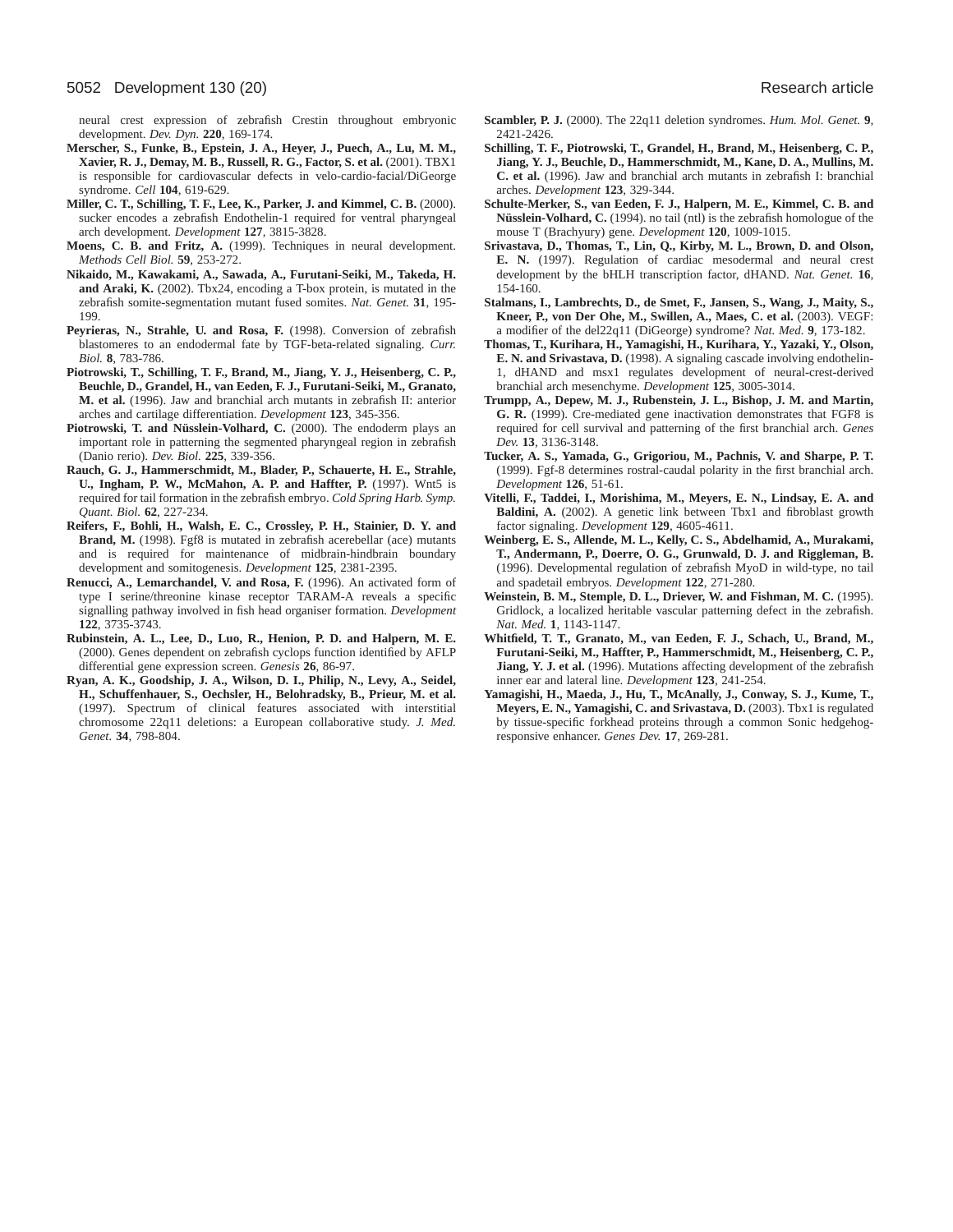neural crest expression of zebrafish Crestin throughout embryonic development. *Dev. Dyn.* **220**, 169-174.

**Merscher, S., Funke, B., Epstein, J. A., Heyer, J., Puech, A., Lu, M. M., Xavier, R. J., Demay, M. B., Russell, R. G., Factor, S. et al.** (2001). TBX1 is responsible for cardiovascular defects in velo-cardio-facial/DiGeorge syndrome. *Cell* **104**, 619-629.

**Miller, C. T., Schilling, T. F., Lee, K., Parker, J. and Kimmel, C. B.** (2000). sucker encodes a zebrafish Endothelin-1 required for ventral pharyngeal arch development. *Development* **127**, 3815-3828.

**Moens, C. B. and Fritz, A.** (1999). Techniques in neural development. *Methods Cell Biol.* **59**, 253-272.

**Nikaido, M., Kawakami, A., Sawada, A., Furutani-Seiki, M., Takeda, H. and Araki, K.** (2002). Tbx24, encoding a T-box protein, is mutated in the zebrafish somite-segmentation mutant fused somites. *Nat. Genet.* **31**, 195-199.

**Peyrieras, N., Strahle, U. and Rosa, F.** (1998). Conversion of zebrafish blastomeres to an endodermal fate by TGF-beta-related signaling. *Curr. Biol.* **8**, 783-786.

**Piotrowski, T., Schilling, T. F., Brand, M., Jiang, Y. J., Heisenberg, C. P., Beuchle, D., Grandel, H., van Eeden, F. J., Furutani-Seiki, M., Granato, M. et al.** (1996). Jaw and branchial arch mutants in zebrafish II: anterior arches and cartilage differentiation. *Development* **123**, 345-356.

**Piotrowski, T. and Nüsslein-Volhard, C.** (2000). The endoderm plays an important role in patterning the segmented pharyngeal region in zebrafish (Danio rerio). *Dev. Biol.* **225**, 339-356.

**Rauch, G. J., Hammerschmidt, M., Blader, P., Schauerte, H. E., Strahle, U., Ingham, P. W., McMahon, A. P. and Haffter, P.** (1997). Wnt5 is required for tail formation in the zebrafish embryo. *Cold Spring Harb. Symp. Quant. Biol.* **62**, 227-234.

**Reifers, F., Bohli, H., Walsh, E. C., Crossley, P. H., Stainier, D. Y. and Brand, M.** (1998). Fgf8 is mutated in zebrafish acerebellar (ace) mutants and is required for maintenance of midbrain-hindbrain boundary development and somitogenesis. *Development* **125**, 2381-2395.

**Renucci, A., Lemarchandel, V. and Rosa, F.** (1996). An activated form of type I serine/threonine kinase receptor TARAM-A reveals a specific signalling pathway involved in fish head organiser formation. *Development* **122**, 3735-3743.

**Rubinstein, A. L., Lee, D., Luo, R., Henion, P. D. and Halpern, M. E.** (2000). Genes dependent on zebrafish cyclops function identified by AFLP differential gene expression screen. *Genesis* **26**, 86-97.

**Ryan, A. K., Goodship, J. A., Wilson, D. I., Philip, N., Levy, A., Seidel, H., Schuffenhauer, S., Oechsler, H., Belohradsky, B., Prieur, M. et al.** (1997). Spectrum of clinical features associated with interstitial chromosome 22q11 deletions: a European collaborative study. *J. Med. Genet.* **34**, 798-804.

**Scambler, P. J.** (2000). The 22q11 deletion syndromes. *Hum. Mol. Genet.* **9**, 2421-2426.

**Schilling, T. F., Piotrowski, T., Grandel, H., Brand, M., Heisenberg, C. P., Jiang, Y. J., Beuchle, D., Hammerschmidt, M., Kane, D. A., Mullins, M. C. et al.** (1996). Jaw and branchial arch mutants in zebrafish I: branchial arches. *Development* **123**, 329-344.

**Schulte-Merker, S., van Eeden, F. J., Halpern, M. E., Kimmel, C. B. and Nüsslein-Volhard, C.** (1994). no tail (ntl) is the zebrafish homologue of the mouse T (Brachyury) gene. *Development* **120**, 1009-1015.

**Srivastava, D., Thomas, T., Lin, Q., Kirby, M. L., Brown, D. and Olson, E. N.** (1997). Regulation of cardiac mesodermal and neural crest development by the bHLH transcription factor, dHAND. *Nat. Genet.* **16**, 154-160.

**Stalmans, I., Lambrechts, D., de Smet, F., Jansen, S., Wang, J., Maity, S., Kneer, P., von Der Ohe, M., Swillen, A., Maes, C. et al.** (2003). VEGF: a modifier of the del22q11 (DiGeorge) syndrome? *Nat. Med.* **9**, 173-182.

**Thomas, T., Kurihara, H., Yamagishi, H., Kurihara, Y., Yazaki, Y., Olson, E. N. and Srivastava, D.** (1998). A signaling cascade involving endothelin-1, dHAND and msx1 regulates development of neural-crest-derived branchial arch mesenchyme. *Development* **125**, 3005-3014.

**Trumpp, A., Depew, M. J., Rubenstein, J. L., Bishop, J. M. and Martin, G. R.** (1999). Cre-mediated gene inactivation demonstrates that FGF8 is required for cell survival and patterning of the first branchial arch. *Genes Dev.* **13**, 3136-3148.

**Tucker, A. S., Yamada, G., Grigoriou, M., Pachnis, V. and Sharpe, P. T.** (1999). Fgf-8 determines rostral-caudal polarity in the first branchial arch. *Development* **126**, 51-61.

**Vitelli, F., Taddei, I., Morishima, M., Meyers, E. N., Lindsay, E. A. and Baldini, A.** (2002). A genetic link between Tbx1 and fibroblast growth factor signaling. *Development* **129**, 4605-4611.

**Weinberg, E. S., Allende, M. L., Kelly, C. S., Abdelhamid, A., Murakami, T., Andermann, P., Doerre, O. G., Grunwald, D. J. and Riggleman, B.** (1996). Developmental regulation of zebrafish MyoD in wild-type, no tail and spadetail embryos. *Development* **122**, 271-280.

**Weinstein, B. M., Stemple, D. L., Driever, W. and Fishman, M. C.** (1995). Gridlock, a localized heritable vascular patterning defect in the zebrafish. *Nat. Med.* **1**, 1143-1147.

**Whitfield, T. T., Granato, M., van Eeden, F. J., Schach, U., Brand, M., Furutani-Seiki, M., Haffter, P., Hammerschmidt, M., Heisenberg, C. P., Jiang, Y. J. et al.** (1996). Mutations affecting development of the zebrafish inner ear and lateral line. *Development* **123**, 241-254.

**Yamagishi, H., Maeda, J., Hu, T., McAnally, J., Conway, S. J., Kume, T., Meyers, E. N., Yamagishi, C. and Srivastava, D.** (2003). Tbx1 is regulated by tissue-specific forkhead proteins through a common Sonic hedgehog-responsive enhancer. *Genes Dev.* **17**, 269-281.